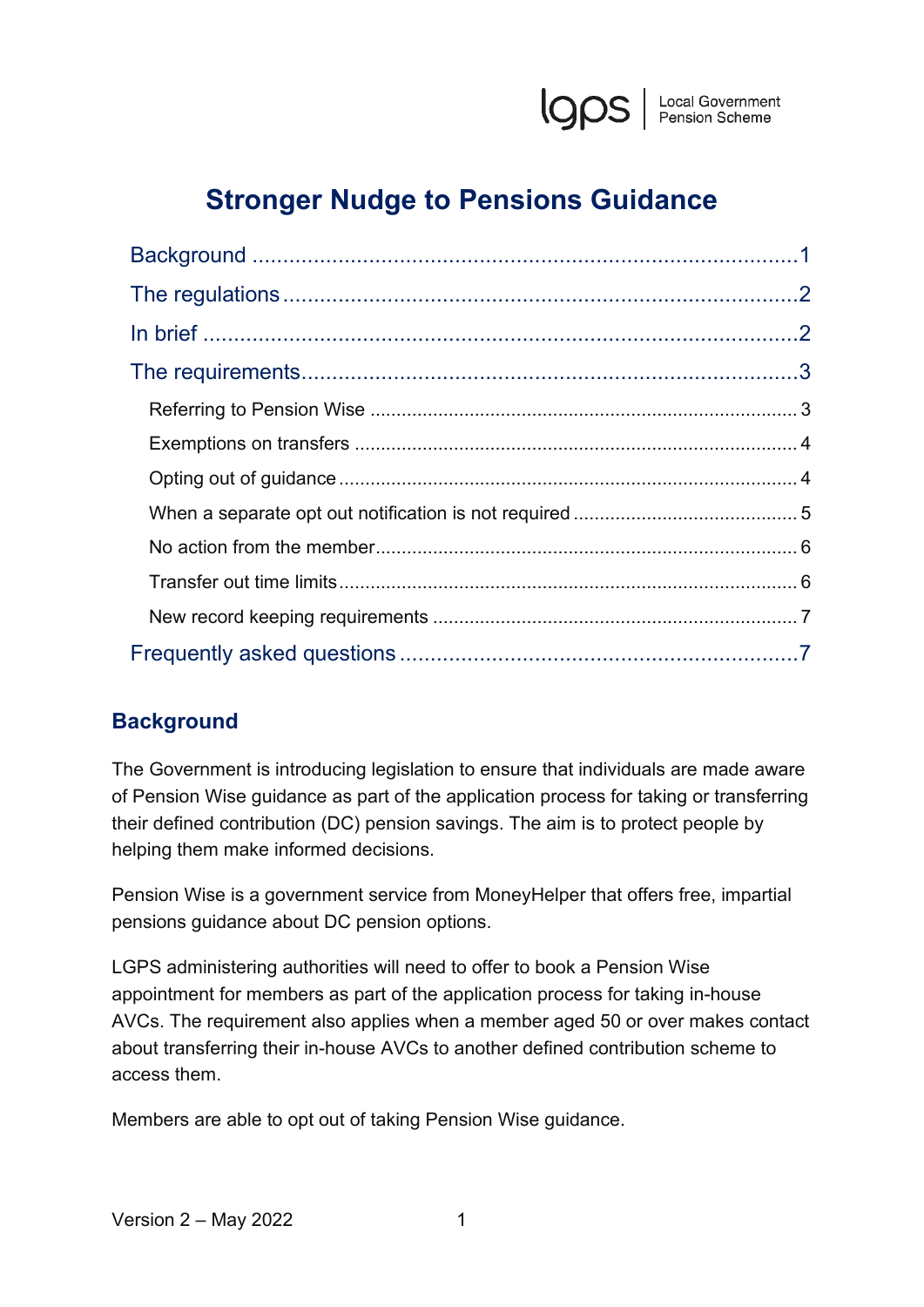# Stronger Nudge to Pensions Guidance

- Background ... 1
- The regulations ... 2
- In brief ... 2
- The requirements ... 3
  - Referring to Pension Wise ... 3
  - Exemptions on transfers ... 4
  - Opting out of guidance ... 4
  - When a separate opt out notification is not required ... 5
  - No action from the member ... 6
  - Transfer out time limits ... 6
  - New record keeping requirements ... 7
- Frequently asked questions ... 7

## Background

The Government is introducing legislation to ensure that individuals are made aware of Pension Wise guidance as part of the application process for taking or transferring their defined contribution (DC) pension savings. The aim is to protect people by helping them make informed decisions.

Pension Wise is a government service from MoneyHelper that offers free, impartial pensions guidance about DC pension options.

LGPS administering authorities will need to offer to book a Pension Wise appointment for members as part of the application process for taking in-house AVCs. The requirement also applies when a member aged 50 or over makes contact about transferring their in-house AVCs to another defined contribution scheme to access them.

Members are able to opt out of taking Pension Wise guidance.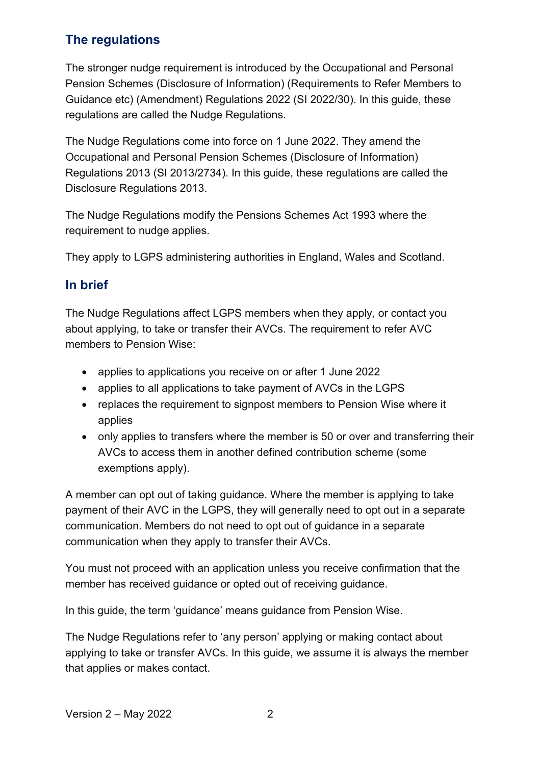## The regulations

The stronger nudge requirement is introduced by the Occupational and Personal Pension Schemes (Disclosure of Information) (Requirements to Refer Members to Guidance etc) (Amendment) Regulations 2022 (SI 2022/30). In this guide, these regulations are called the Nudge Regulations.

The Nudge Regulations come into force on 1 June 2022. They amend the Occupational and Personal Pension Schemes (Disclosure of Information) Regulations 2013 (SI 2013/2734). In this guide, these regulations are called the Disclosure Regulations 2013.

The Nudge Regulations modify the Pensions Schemes Act 1993 where the requirement to nudge applies.

They apply to LGPS administering authorities in England, Wales and Scotland.

## In brief

The Nudge Regulations affect LGPS members when they apply, or contact you about applying, to take or transfer their AVCs. The requirement to refer AVC members to Pension Wise:

- applies to applications you receive on or after 1 June 2022
- applies to all applications to take payment of AVCs in the LGPS
- replaces the requirement to signpost members to Pension Wise where it applies
- only applies to transfers where the member is 50 or over and transferring their AVCs to access them in another defined contribution scheme (some exemptions apply).

A member can opt out of taking guidance. Where the member is applying to take payment of their AVC in the LGPS, they will generally need to opt out in a separate communication. Members do not need to opt out of guidance in a separate communication when they apply to transfer their AVCs.

You must not proceed with an application unless you receive confirmation that the member has received guidance or opted out of receiving guidance.

In this guide, the term 'guidance' means guidance from Pension Wise.

The Nudge Regulations refer to 'any person' applying or making contact about applying to take or transfer AVCs. In this guide, we assume it is always the member that applies or makes contact.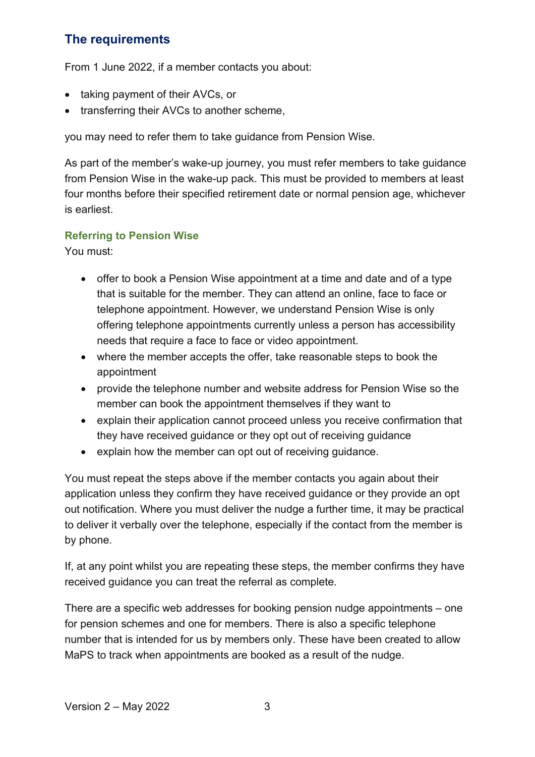## The requirements

From 1 June 2022, if a member contacts you about:

- taking payment of their AVCs, or
- transferring their AVCs to another scheme,

you may need to refer them to take guidance from Pension Wise.

As part of the member's wake-up journey, you must refer members to take guidance from Pension Wise in the wake-up pack. This must be provided to members at least four months before their specified retirement date or normal pension age, whichever is earliest.

### Referring to Pension Wise

You must:

- offer to book a Pension Wise appointment at a time and date and of a type that is suitable for the member. They can attend an online, face to face or telephone appointment. However, we understand Pension Wise is only offering telephone appointments currently unless a person has accessibility needs that require a face to face or video appointment.
- where the member accepts the offer, take reasonable steps to book the appointment
- provide the telephone number and website address for Pension Wise so the member can book the appointment themselves if they want to
- explain their application cannot proceed unless you receive confirmation that they have received guidance or they opt out of receiving guidance
- explain how the member can opt out of receiving guidance.

You must repeat the steps above if the member contacts you again about their application unless they confirm they have received guidance or they provide an opt out notification. Where you must deliver the nudge a further time, it may be practical to deliver it verbally over the telephone, especially if the contact from the member is by phone.

If, at any point whilst you are repeating these steps, the member confirms they have received guidance you can treat the referral as complete.

There are a specific web addresses for booking pension nudge appointments – one for pension schemes and one for members. There is also a specific telephone number that is intended for us by members only. These have been created to allow MaPS to track when appointments are booked as a result of the nudge.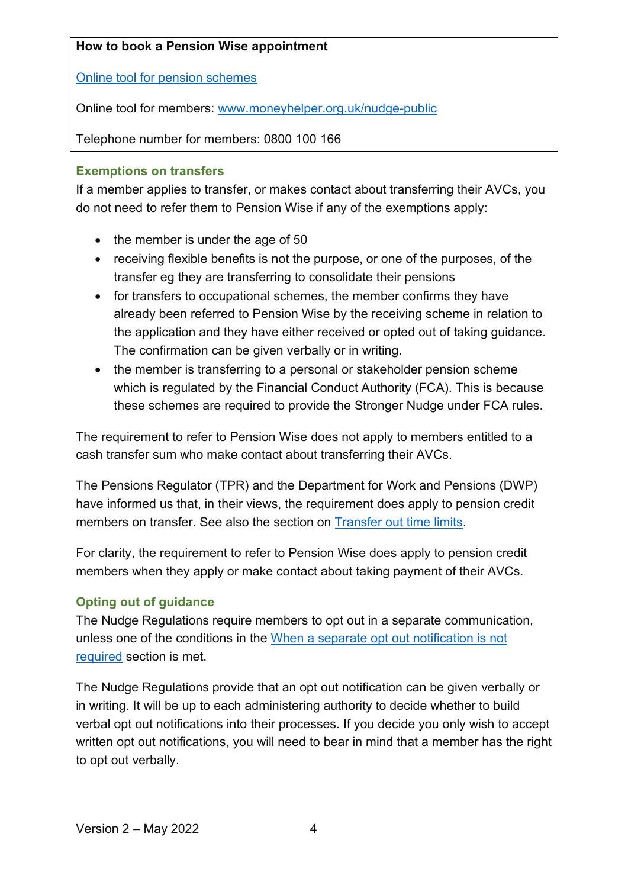**How to book a Pension Wise appointment**

[Online tool for pension schemes]

Online tool for members: [www.moneyhelper.org.uk/nudge-public]

Telephone number for members: 0800 100 166

### Exemptions on transfers

If a member applies to transfer, or makes contact about transferring their AVCs, you do not need to refer them to Pension Wise if any of the exemptions apply:

- the member is under the age of 50
- receiving flexible benefits is not the purpose, or one of the purposes, of the transfer eg they are transferring to consolidate their pensions
- for transfers to occupational schemes, the member confirms they have already been referred to Pension Wise by the receiving scheme in relation to the application and they have either received or opted out of taking guidance. The confirmation can be given verbally or in writing.
- the member is transferring to a personal or stakeholder pension scheme which is regulated by the Financial Conduct Authority (FCA). This is because these schemes are required to provide the Stronger Nudge under FCA rules.

The requirement to refer to Pension Wise does not apply to members entitled to a cash transfer sum who make contact about transferring their AVCs.

The Pensions Regulator (TPR) and the Department for Work and Pensions (DWP) have informed us that, in their views, the requirement does apply to pension credit members on transfer. See also the section on Transfer out time limits.

For clarity, the requirement to refer to Pension Wise does apply to pension credit members when they apply or make contact about taking payment of their AVCs.

### Opting out of guidance

The Nudge Regulations require members to opt out in a separate communication, unless one of the conditions in the When a separate opt out notification is not required section is met.

The Nudge Regulations provide that an opt out notification can be given verbally or in writing. It will be up to each administering authority to decide whether to build verbal opt out notifications into their processes. If you decide you only wish to accept written opt out notifications, you will need to bear in mind that a member has the right to opt out verbally.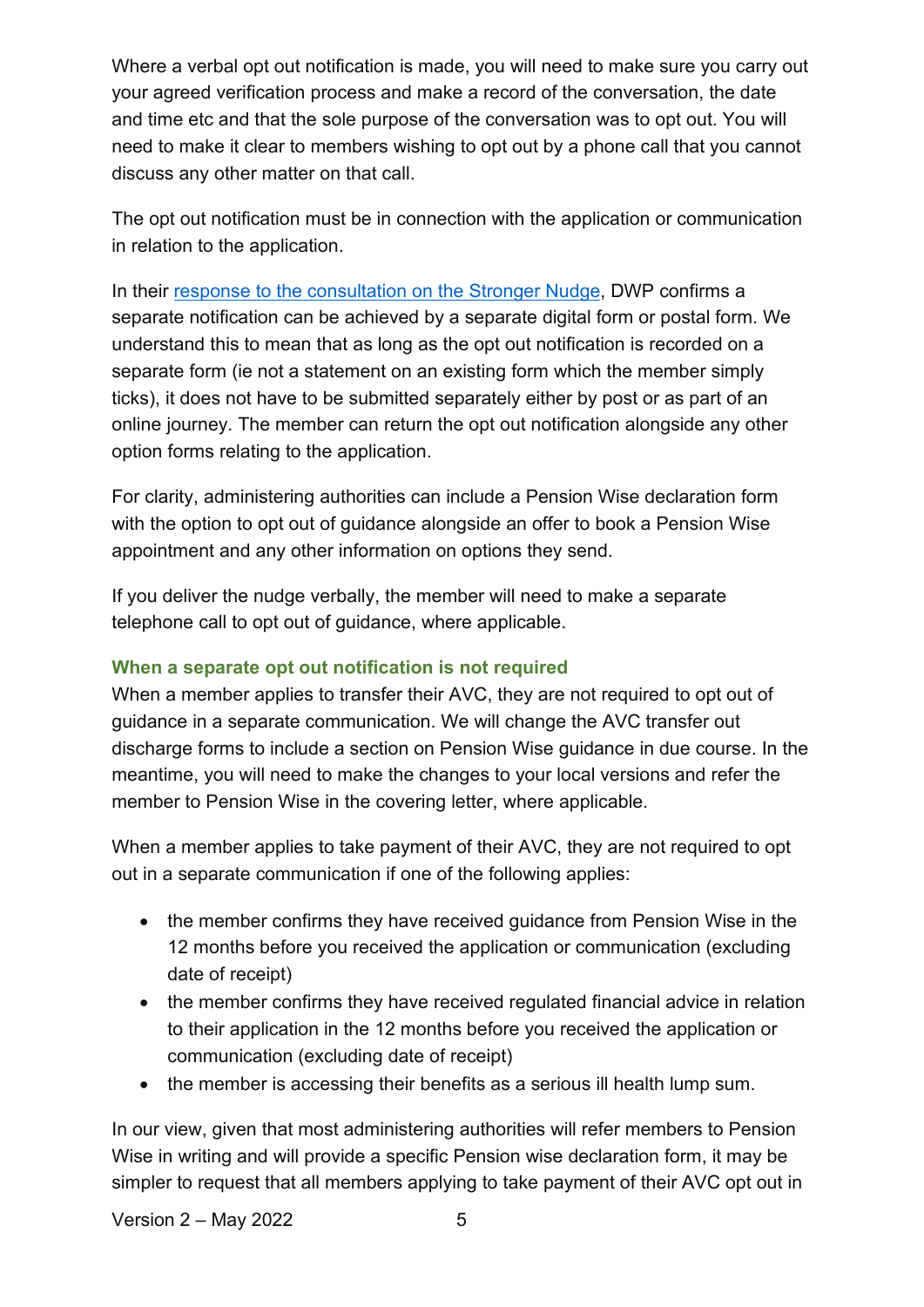Where a verbal opt out notification is made, you will need to make sure you carry out your agreed verification process and make a record of the conversation, the date and time etc and that the sole purpose of the conversation was to opt out. You will need to make it clear to members wishing to opt out by a phone call that you cannot discuss any other matter on that call.

The opt out notification must be in connection with the application or communication in relation to the application.

In their [response to the consultation on the Stronger Nudge](), DWP confirms a separate notification can be achieved by a separate digital form or postal form. We understand this to mean that as long as the opt out notification is recorded on a separate form (ie not a statement on an existing form which the member simply ticks), it does not have to be submitted separately either by post or as part of an online journey. The member can return the opt out notification alongside any other option forms relating to the application.

For clarity, administering authorities can include a Pension Wise declaration form with the option to opt out of guidance alongside an offer to book a Pension Wise appointment and any other information on options they send.

If you deliver the nudge verbally, the member will need to make a separate telephone call to opt out of guidance, where applicable.

### When a separate opt out notification is not required

When a member applies to transfer their AVC, they are not required to opt out of guidance in a separate communication. We will change the AVC transfer out discharge forms to include a section on Pension Wise guidance in due course. In the meantime, you will need to make the changes to your local versions and refer the member to Pension Wise in the covering letter, where applicable.

When a member applies to take payment of their AVC, they are not required to opt out in a separate communication if one of the following applies:

- the member confirms they have received guidance from Pension Wise in the 12 months before you received the application or communication (excluding date of receipt)
- the member confirms they have received regulated financial advice in relation to their application in the 12 months before you received the application or communication (excluding date of receipt)
- the member is accessing their benefits as a serious ill health lump sum.

In our view, given that most administering authorities will refer members to Pension Wise in writing and will provide a specific Pension wise declaration form, it may be simpler to request that all members applying to take payment of their AVC opt out in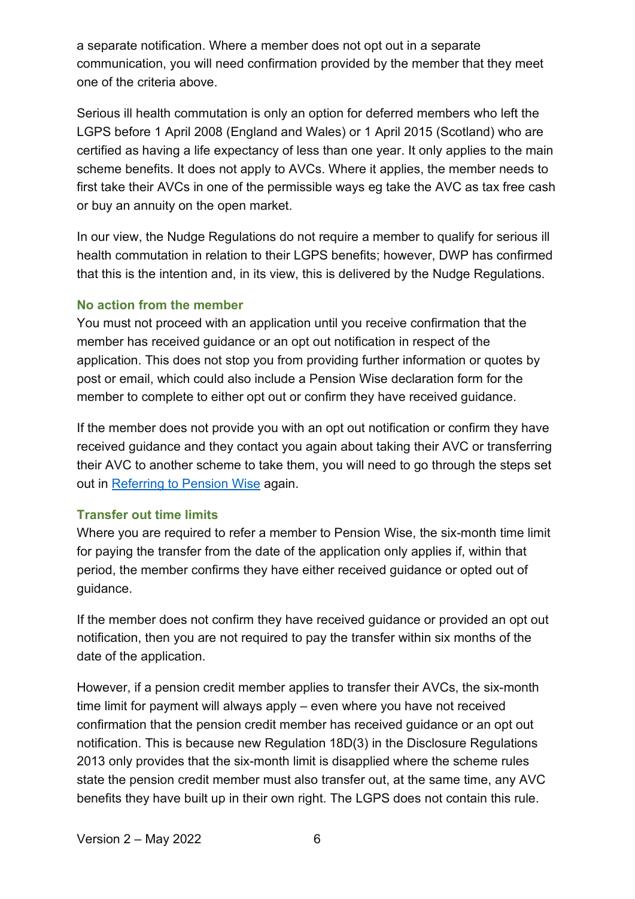a separate notification. Where a member does not opt out in a separate communication, you will need confirmation provided by the member that they meet one of the criteria above.

Serious ill health commutation is only an option for deferred members who left the LGPS before 1 April 2008 (England and Wales) or 1 April 2015 (Scotland) who are certified as having a life expectancy of less than one year. It only applies to the main scheme benefits. It does not apply to AVCs. Where it applies, the member needs to first take their AVCs in one of the permissible ways eg take the AVC as tax free cash or buy an annuity on the open market.

In our view, the Nudge Regulations do not require a member to qualify for serious ill health commutation in relation to their LGPS benefits; however, DWP has confirmed that this is the intention and, in its view, this is delivered by the Nudge Regulations.

### No action from the member

You must not proceed with an application until you receive confirmation that the member has received guidance or an opt out notification in respect of the application. This does not stop you from providing further information or quotes by post or email, which could also include a Pension Wise declaration form for the member to complete to either opt out or confirm they have received guidance.

If the member does not provide you with an opt out notification or confirm they have received guidance and they contact you again about taking their AVC or transferring their AVC to another scheme to take them, you will need to go through the steps set out in [Referring to Pension Wise] again.

### Transfer out time limits

Where you are required to refer a member to Pension Wise, the six-month time limit for paying the transfer from the date of the application only applies if, within that period, the member confirms they have either received guidance or opted out of guidance.

If the member does not confirm they have received guidance or provided an opt out notification, then you are not required to pay the transfer within six months of the date of the application.

However, if a pension credit member applies to transfer their AVCs, the six-month time limit for payment will always apply – even where you have not received confirmation that the pension credit member has received guidance or an opt out notification. This is because new Regulation 18D(3) in the Disclosure Regulations 2013 only provides that the six-month limit is disapplied where the scheme rules state the pension credit member must also transfer out, at the same time, any AVC benefits they have built up in their own right. The LGPS does not contain this rule.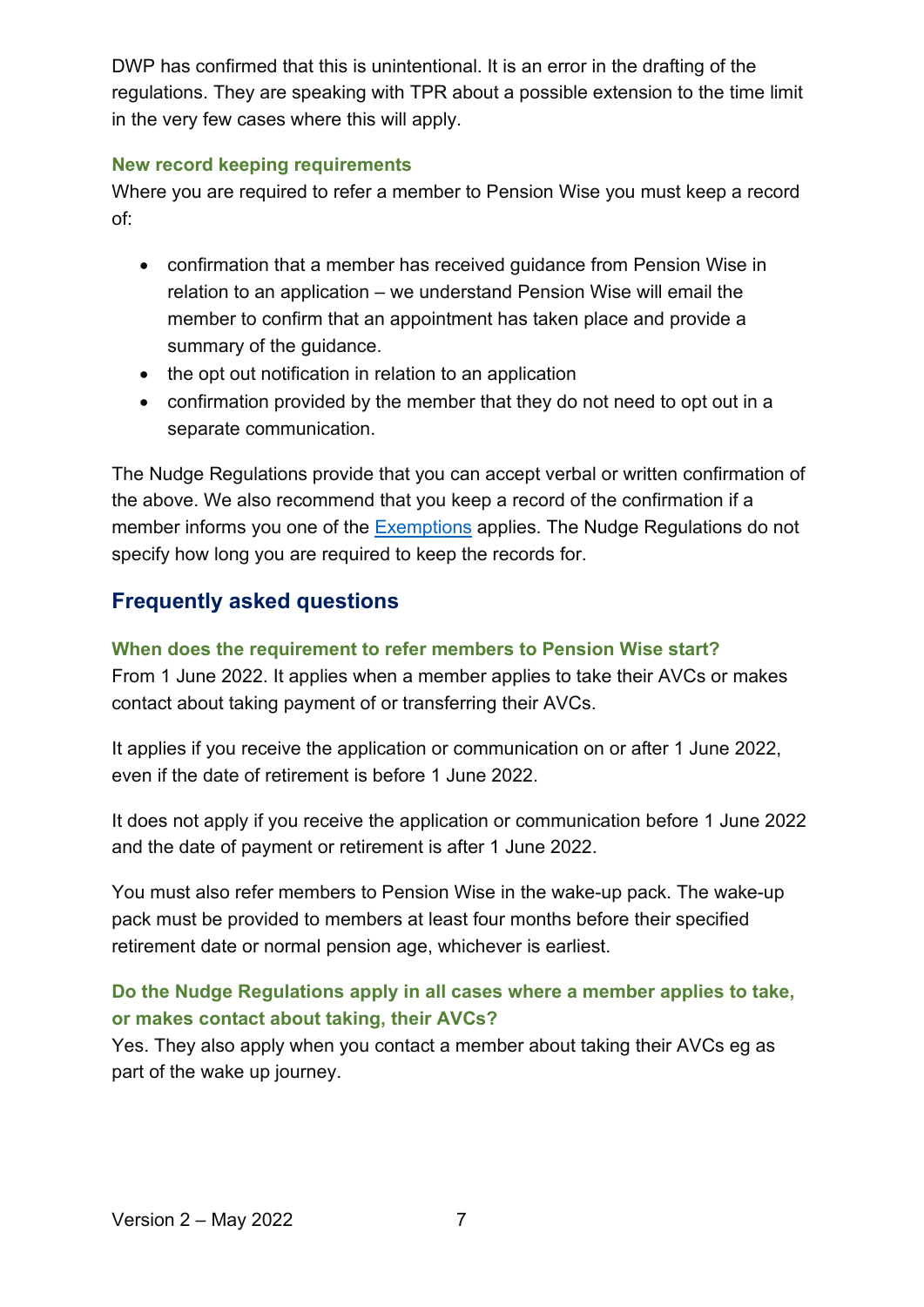DWP has confirmed that this is unintentional. It is an error in the drafting of the regulations. They are speaking with TPR about a possible extension to the time limit in the very few cases where this will apply.

### New record keeping requirements

Where you are required to refer a member to Pension Wise you must keep a record of:

- confirmation that a member has received guidance from Pension Wise in relation to an application – we understand Pension Wise will email the member to confirm that an appointment has taken place and provide a summary of the guidance.
- the opt out notification in relation to an application
- confirmation provided by the member that they do not need to opt out in a separate communication.

The Nudge Regulations provide that you can accept verbal or written confirmation of the above. We also recommend that you keep a record of the confirmation if a member informs you one of the Exemptions applies. The Nudge Regulations do not specify how long you are required to keep the records for.

## Frequently asked questions

### When does the requirement to refer members to Pension Wise start?

From 1 June 2022. It applies when a member applies to take their AVCs or makes contact about taking payment of or transferring their AVCs.

It applies if you receive the application or communication on or after 1 June 2022, even if the date of retirement is before 1 June 2022.

It does not apply if you receive the application or communication before 1 June 2022 and the date of payment or retirement is after 1 June 2022.

You must also refer members to Pension Wise in the wake-up pack. The wake-up pack must be provided to members at least four months before their specified retirement date or normal pension age, whichever is earliest.

### Do the Nudge Regulations apply in all cases where a member applies to take, or makes contact about taking, their AVCs?

Yes. They also apply when you contact a member about taking their AVCs eg as part of the wake up journey.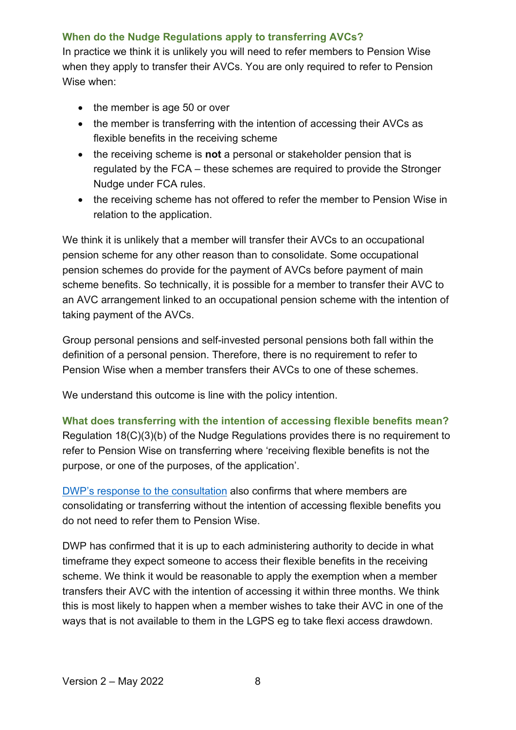### When do the Nudge Regulations apply to transferring AVCs?

In practice we think it is unlikely you will need to refer members to Pension Wise when they apply to transfer their AVCs. You are only required to refer to Pension Wise when:

- the member is age 50 or over
- the member is transferring with the intention of accessing their AVCs as flexible benefits in the receiving scheme
- the receiving scheme is **not** a personal or stakeholder pension that is regulated by the FCA – these schemes are required to provide the Stronger Nudge under FCA rules.
- the receiving scheme has not offered to refer the member to Pension Wise in relation to the application.

We think it is unlikely that a member will transfer their AVCs to an occupational pension scheme for any other reason than to consolidate. Some occupational pension schemes do provide for the payment of AVCs before payment of main scheme benefits. So technically, it is possible for a member to transfer their AVC to an AVC arrangement linked to an occupational pension scheme with the intention of taking payment of the AVCs.

Group personal pensions and self-invested personal pensions both fall within the definition of a personal pension. Therefore, there is no requirement to refer to Pension Wise when a member transfers their AVCs to one of these schemes.

We understand this outcome is line with the policy intention.

### What does transferring with the intention of accessing flexible benefits mean?

Regulation 18(C)(3)(b) of the Nudge Regulations provides there is no requirement to refer to Pension Wise on transferring where 'receiving flexible benefits is not the purpose, or one of the purposes, of the application'.

DWP's response to the consultation also confirms that where members are consolidating or transferring without the intention of accessing flexible benefits you do not need to refer them to Pension Wise.

DWP has confirmed that it is up to each administering authority to decide in what timeframe they expect someone to access their flexible benefits in the receiving scheme. We think it would be reasonable to apply the exemption when a member transfers their AVC with the intention of accessing it within three months. We think this is most likely to happen when a member wishes to take their AVC in one of the ways that is not available to them in the LGPS eg to take flexi access drawdown.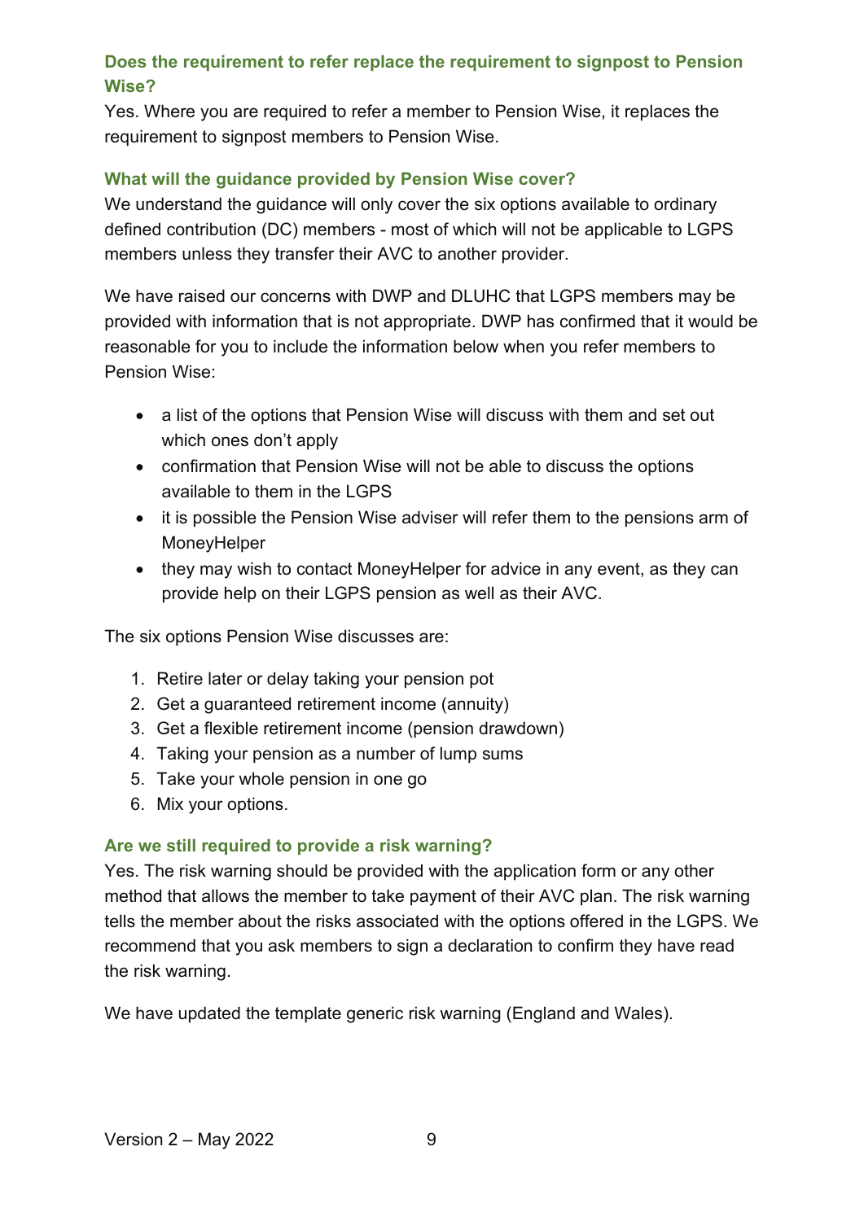### Does the requirement to refer replace the requirement to signpost to Pension Wise?

Yes. Where you are required to refer a member to Pension Wise, it replaces the requirement to signpost members to Pension Wise.

### What will the guidance provided by Pension Wise cover?

We understand the guidance will only cover the six options available to ordinary defined contribution (DC) members - most of which will not be applicable to LGPS members unless they transfer their AVC to another provider.

We have raised our concerns with DWP and DLUHC that LGPS members may be provided with information that is not appropriate. DWP has confirmed that it would be reasonable for you to include the information below when you refer members to Pension Wise:

- a list of the options that Pension Wise will discuss with them and set out which ones don't apply
- confirmation that Pension Wise will not be able to discuss the options available to them in the LGPS
- it is possible the Pension Wise adviser will refer them to the pensions arm of MoneyHelper
- they may wish to contact MoneyHelper for advice in any event, as they can provide help on their LGPS pension as well as their AVC.

The six options Pension Wise discusses are:

1. Retire later or delay taking your pension pot
2. Get a guaranteed retirement income (annuity)
3. Get a flexible retirement income (pension drawdown)
4. Taking your pension as a number of lump sums
5. Take your whole pension in one go
6. Mix your options.

### Are we still required to provide a risk warning?

Yes. The risk warning should be provided with the application form or any other method that allows the member to take payment of their AVC plan. The risk warning tells the member about the risks associated with the options offered in the LGPS. We recommend that you ask members to sign a declaration to confirm they have read the risk warning.

We have updated the template generic risk warning (England and Wales).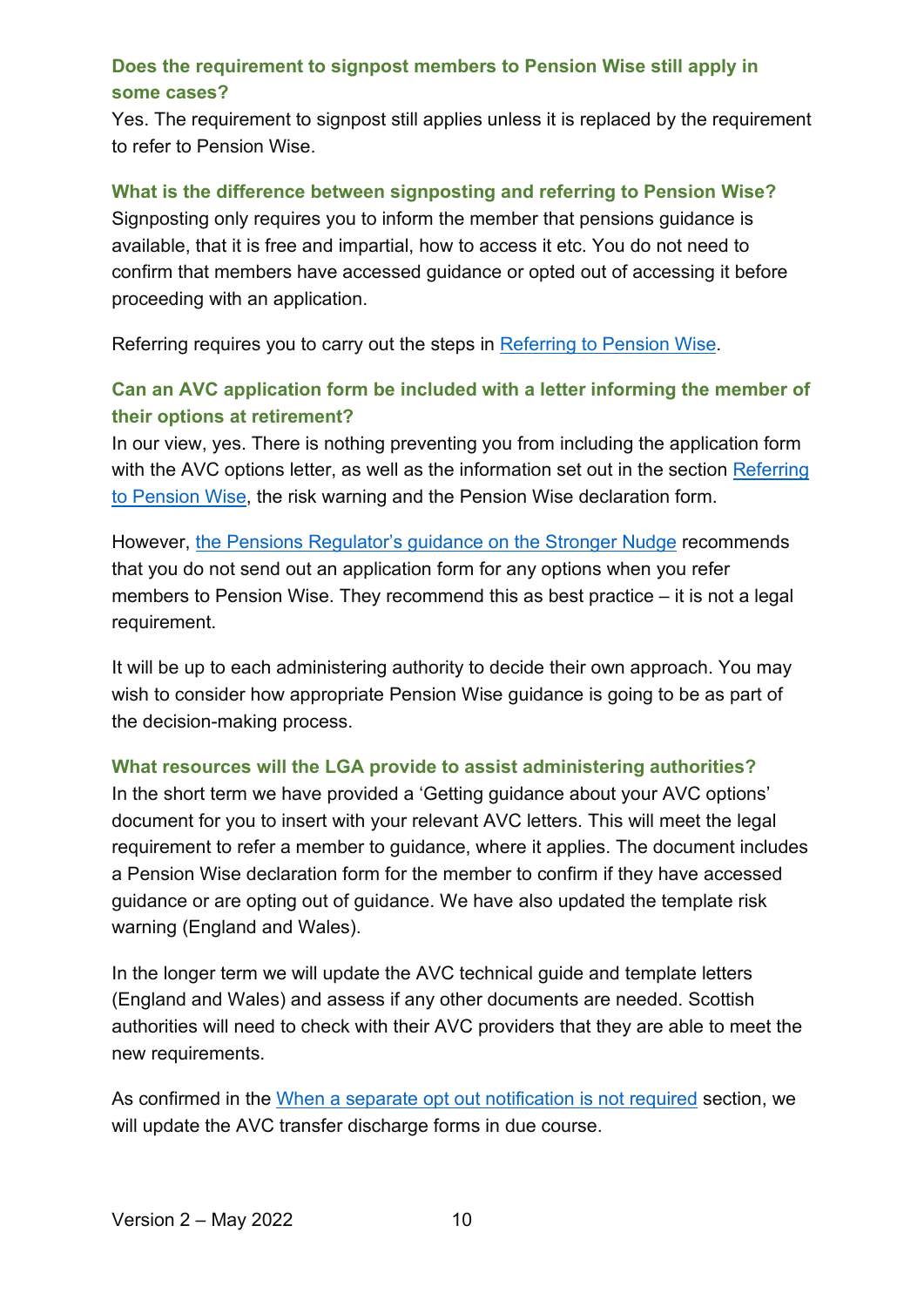### Does the requirement to signpost members to Pension Wise still apply in some cases?

Yes. The requirement to signpost still applies unless it is replaced by the requirement to refer to Pension Wise.

### What is the difference between signposting and referring to Pension Wise?

Signposting only requires you to inform the member that pensions guidance is available, that it is free and impartial, how to access it etc. You do not need to confirm that members have accessed guidance or opted out of accessing it before proceeding with an application.

Referring requires you to carry out the steps in Referring to Pension Wise.

### Can an AVC application form be included with a letter informing the member of their options at retirement?

In our view, yes. There is nothing preventing you from including the application form with the AVC options letter, as well as the information set out in the section Referring to Pension Wise, the risk warning and the Pension Wise declaration form.

However, the Pensions Regulator's guidance on the Stronger Nudge recommends that you do not send out an application form for any options when you refer members to Pension Wise. They recommend this as best practice – it is not a legal requirement.

It will be up to each administering authority to decide their own approach. You may wish to consider how appropriate Pension Wise guidance is going to be as part of the decision-making process.

### What resources will the LGA provide to assist administering authorities?

In the short term we have provided a 'Getting guidance about your AVC options' document for you to insert with your relevant AVC letters. This will meet the legal requirement to refer a member to guidance, where it applies. The document includes a Pension Wise declaration form for the member to confirm if they have accessed guidance or are opting out of guidance. We have also updated the template risk warning (England and Wales).

In the longer term we will update the AVC technical guide and template letters (England and Wales) and assess if any other documents are needed. Scottish authorities will need to check with their AVC providers that they are able to meet the new requirements.

As confirmed in the When a separate opt out notification is not required section, we will update the AVC transfer discharge forms in due course.

Version 2 – May 2022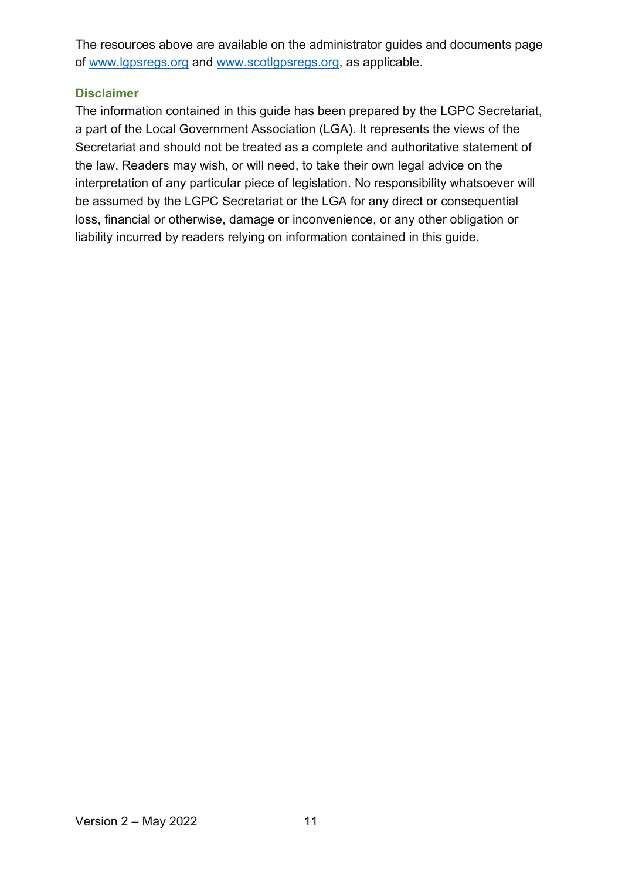The resources above are available on the administrator guides and documents page of [www.lgpsregs.org](http://www.lgpsregs.org) and [www.scotlgpsregs.org](http://www.scotlgpsregs.org), as applicable.

### Disclaimer

The information contained in this guide has been prepared by the LGPC Secretariat, a part of the Local Government Association (LGA). It represents the views of the Secretariat and should not be treated as a complete and authoritative statement of the law. Readers may wish, or will need, to take their own legal advice on the interpretation of any particular piece of legislation. No responsibility whatsoever will be assumed by the LGPC Secretariat or the LGA for any direct or consequential loss, financial or otherwise, damage or inconvenience, or any other obligation or liability incurred by readers relying on information contained in this guide.